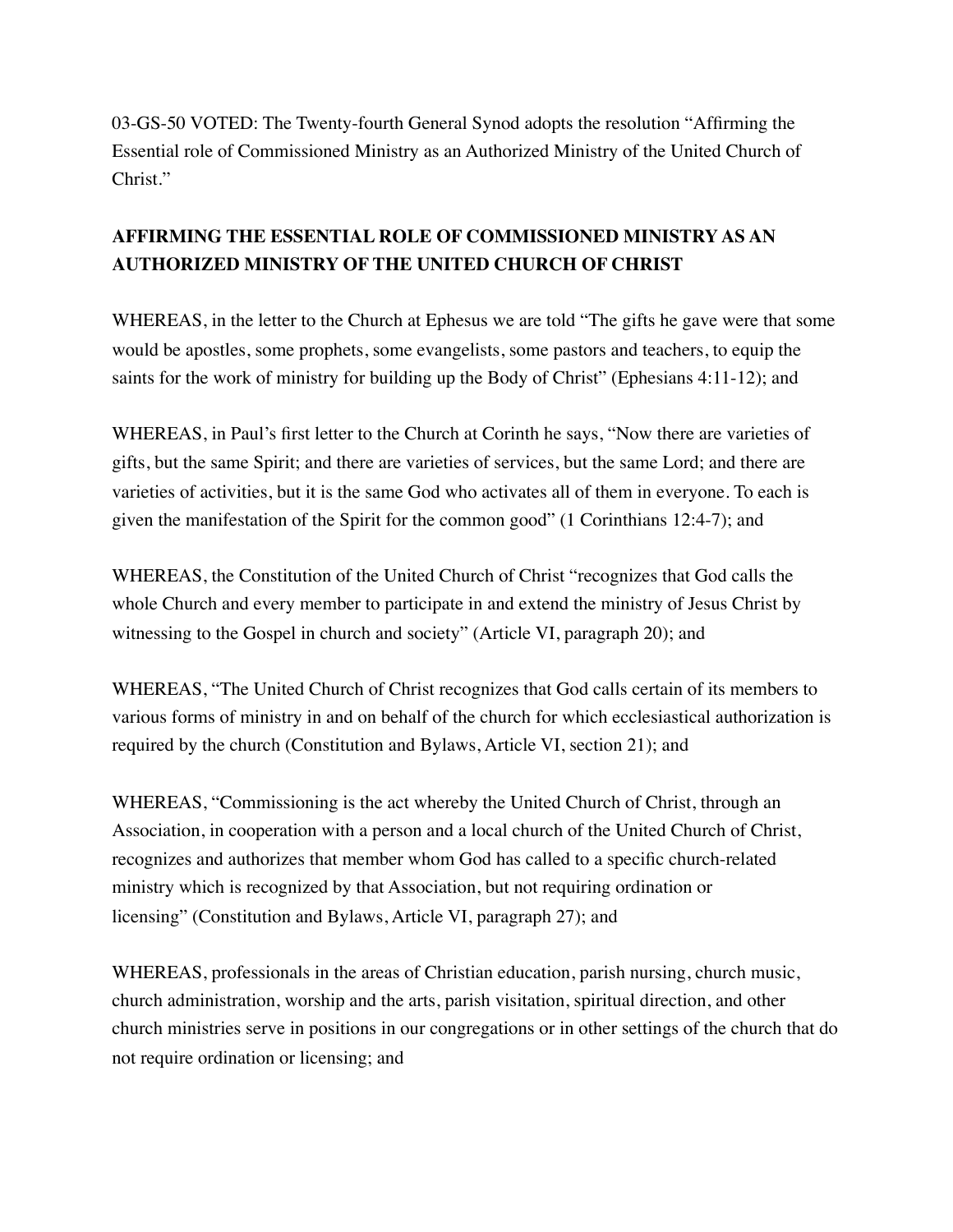03-GS-50 VOTED: The Twenty-fourth General Synod adopts the resolution "Affirming the Essential role of Commissioned Ministry as an Authorized Ministry of the United Church of Christ."

**AFFIRMING THE ESSENTIAL ROLE OF COMMISSIONED MINISTRY AS AN AUTHORIZED MINISTRY OF THE UNITED CHURCH OF CHRIST**

WHEREAS, in the letter to the Church at Ephesus we are told "The gifts he gave were that some would be apostles, some prophets, some evangelists, some pastors and teachers, to equip the saints for the work of ministry for building up the Body of Christ" (Ephesians 4:11-12); and

WHEREAS, in Paul's first letter to the Church at Corinth he says, "Now there are varieties of gifts, but the same Spirit; and there are varieties of services, but the same Lord; and there are varieties of activities, but it is the same God who activates all of them in everyone. To each is given the manifestation of the Spirit for the common good" (1 Corinthians 12:4-7); and

WHEREAS, the Constitution of the United Church of Christ "recognizes that God calls the whole Church and every member to participate in and extend the ministry of Jesus Christ by witnessing to the Gospel in church and society" (Article VI, paragraph 20); and

WHEREAS, "The United Church of Christ recognizes that God calls certain of its members to various forms of ministry in and on behalf of the church for which ecclesiastical authorization is required by the church (Constitution and Bylaws, Article VI, section 21); and

WHEREAS, "Commissioning is the act whereby the United Church of Christ, through an Association, in cooperation with a person and a local church of the United Church of Christ, recognizes and authorizes that member whom God has called to a specific church-related ministry which is recognized by that Association, but not requiring ordination or licensing" (Constitution and Bylaws, Article VI, paragraph 27); and

WHEREAS, professionals in the areas of Christian education, parish nursing, church music, church administration, worship and the arts, parish visitation, spiritual direction, and other church ministries serve in positions in our congregations or in other settings of the church that do not require ordination or licensing; and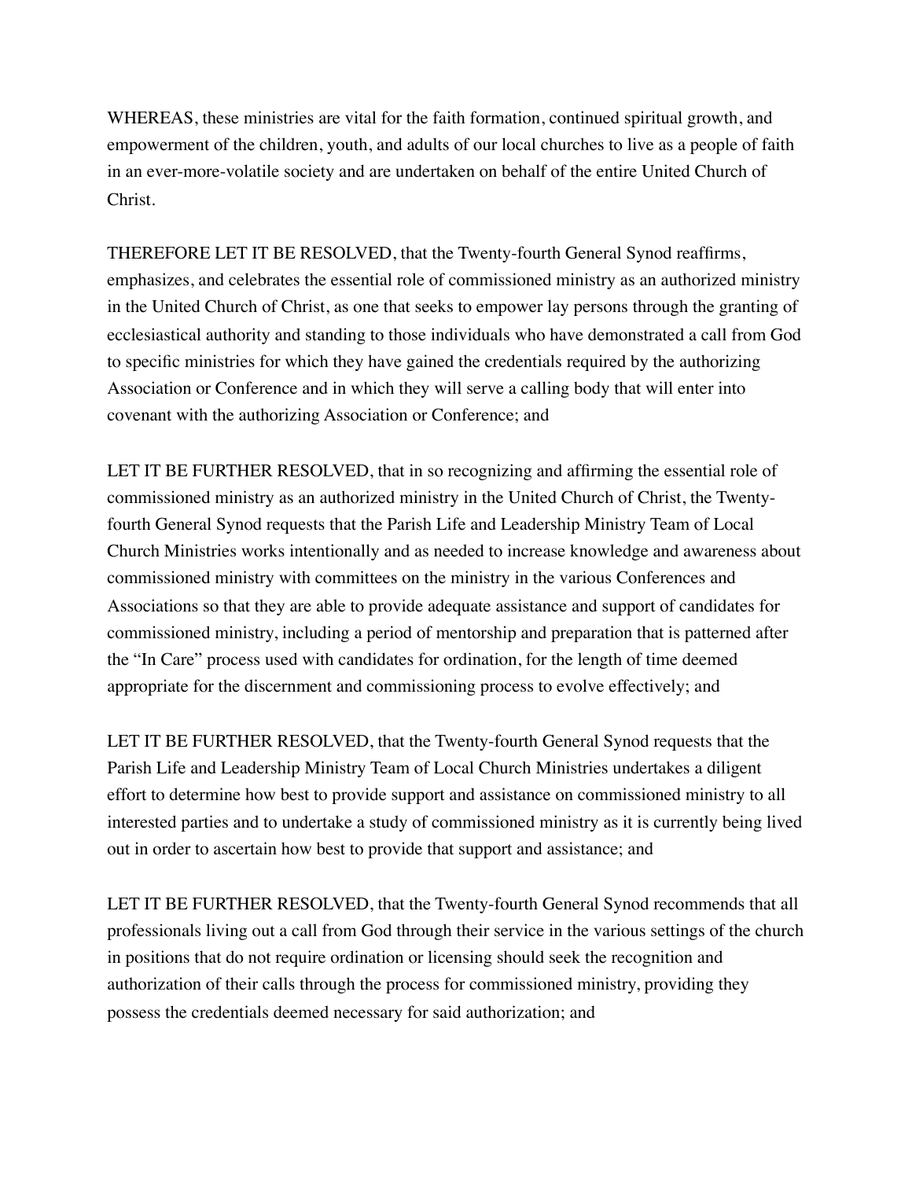WHEREAS, these ministries are vital for the faith formation, continued spiritual growth, and empowerment of the children, youth, and adults of our local churches to live as a people of faith in an ever-more-volatile society and are undertaken on behalf of the entire United Church of Christ.

THEREFORE LET IT BE RESOLVED, that the Twenty-fourth General Synod reaffirms, emphasizes, and celebrates the essential role of commissioned ministry as an authorized ministry in the United Church of Christ, as one that seeks to empower lay persons through the granting of ecclesiastical authority and standing to those individuals who have demonstrated a call from God to specific ministries for which they have gained the credentials required by the authorizing Association or Conference and in which they will serve a calling body that will enter into covenant with the authorizing Association or Conference; and

LET IT BE FURTHER RESOLVED, that in so recognizing and affirming the essential role of commissioned ministry as an authorized ministry in the United Church of Christ, the Twenty-fourth General Synod requests that the Parish Life and Leadership Ministry Team of Local Church Ministries works intentionally and as needed to increase knowledge and awareness about commissioned ministry with committees on the ministry in the various Conferences and Associations so that they are able to provide adequate assistance and support of candidates for commissioned ministry, including a period of mentorship and preparation that is patterned after the "In Care" process used with candidates for ordination, for the length of time deemed appropriate for the discernment and commissioning process to evolve effectively; and

LET IT BE FURTHER RESOLVED, that the Twenty-fourth General Synod requests that the Parish Life and Leadership Ministry Team of Local Church Ministries undertakes a diligent effort to determine how best to provide support and assistance on commissioned ministry to all interested parties and to undertake a study of commissioned ministry as it is currently being lived out in order to ascertain how best to provide that support and assistance; and

LET IT BE FURTHER RESOLVED, that the Twenty-fourth General Synod recommends that all professionals living out a call from God through their service in the various settings of the church in positions that do not require ordination or licensing should seek the recognition and authorization of their calls through the process for commissioned ministry, providing they possess the credentials deemed necessary for said authorization; and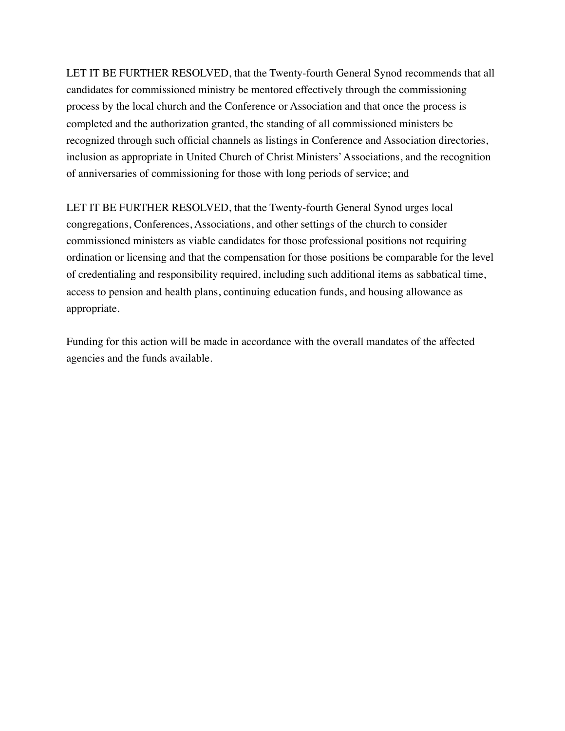LET IT BE FURTHER RESOLVED, that the Twenty-fourth General Synod recommends that all candidates for commissioned ministry be mentored effectively through the commissioning process by the local church and the Conference or Association and that once the process is completed and the authorization granted, the standing of all commissioned ministers be recognized through such official channels as listings in Conference and Association directories, inclusion as appropriate in United Church of Christ Ministers' Associations, and the recognition of anniversaries of commissioning for those with long periods of service; and

LET IT BE FURTHER RESOLVED, that the Twenty-fourth General Synod urges local congregations, Conferences, Associations, and other settings of the church to consider commissioned ministers as viable candidates for those professional positions not requiring ordination or licensing and that the compensation for those positions be comparable for the level of credentialing and responsibility required, including such additional items as sabbatical time, access to pension and health plans, continuing education funds, and housing allowance as appropriate.

Funding for this action will be made in accordance with the overall mandates of the affected agencies and the funds available.